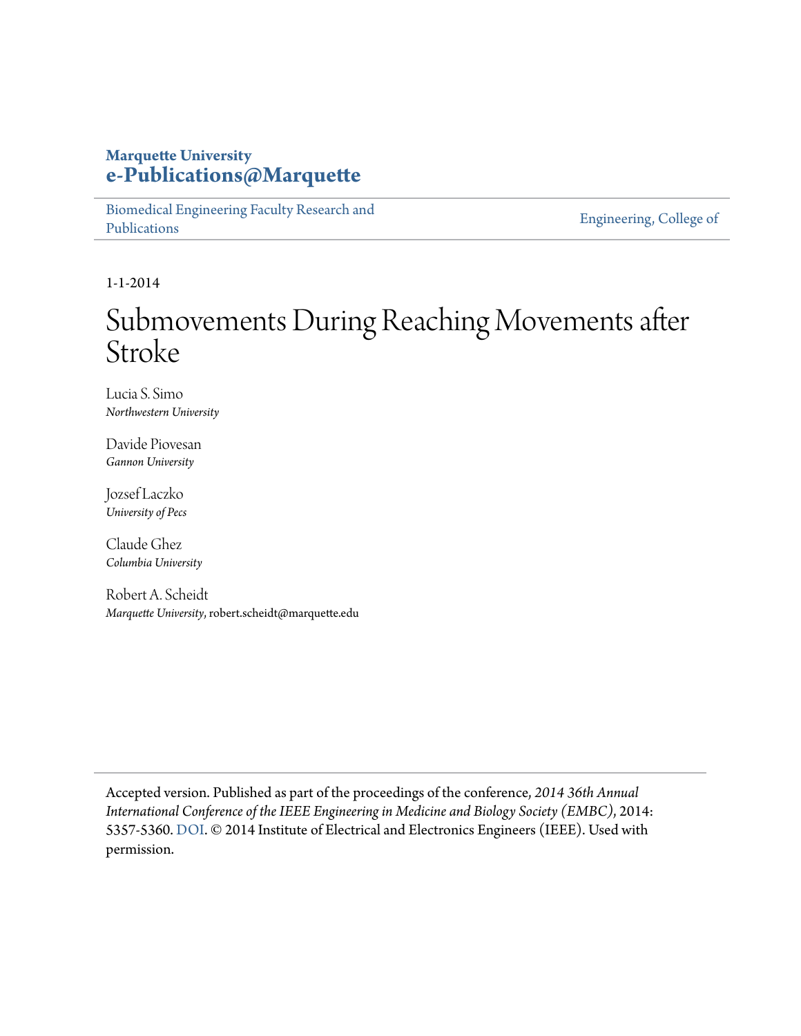**Marquette University**
**e-Publications@Marquette**

Biomedical Engineering Faculty Research and Publications

Engineering, College of

1-1-2014

# Submovements During Reaching Movements after Stroke

Lucia S. Simo
*Northwestern University*

Davide Piovesan
*Gannon University*

Jozsef Laczko
*University of Pecs*

Claude Ghez
*Columbia University*

Robert A. Scheidt
*Marquette University*, robert.scheidt@marquette.edu

Accepted version. Published as part of the proceedings of the conference, *2014 36th Annual International Conference of the IEEE Engineering in Medicine and Biology Society (EMBC)*, 2014: 5357-5360. DOI. © 2014 Institute of Electrical and Electronics Engineers (IEEE). Used with permission.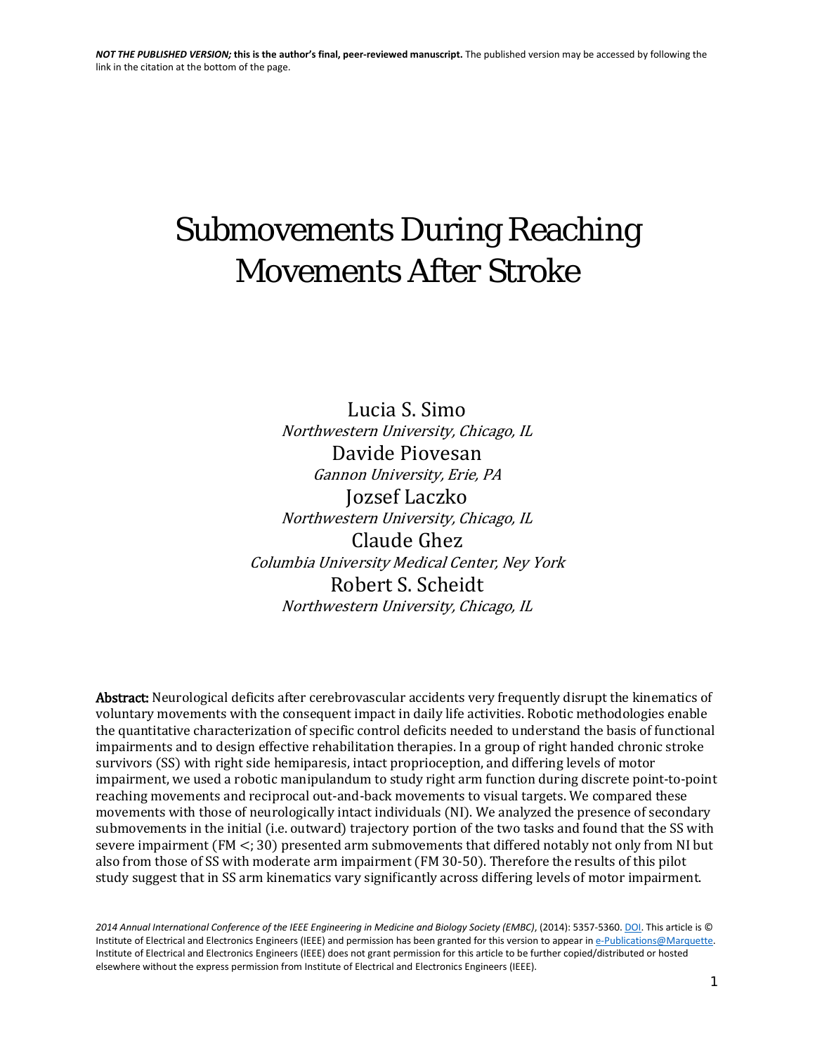**NOT THE PUBLISHED VERSION; this is the author's final, peer-reviewed manuscript.** The published version may be accessed by following the link in the citation at the bottom of the page.

# Submovements During Reaching Movements After Stroke

Lucia S. Simo
*Northwestern University, Chicago, IL*

Davide Piovesan
*Gannon University, Erie, PA*

Jozsef Laczko
*Northwestern University, Chicago, IL*

Claude Ghez
*Columbia University Medical Center, Ney York*

Robert S. Scheidt
*Northwestern University, Chicago, IL*

**Abstract:** Neurological deficits after cerebrovascular accidents very frequently disrupt the kinematics of voluntary movements with the consequent impact in daily life activities. Robotic methodologies enable the quantitative characterization of specific control deficits needed to understand the basis of functional impairments and to design effective rehabilitation therapies. In a group of right handed chronic stroke survivors (SS) with right side hemiparesis, intact proprioception, and differing levels of motor impairment, we used a robotic manipulandum to study right arm function during discrete point-to-point reaching movements and reciprocal out-and-back movements to visual targets. We compared these movements with those of neurologically intact individuals (NI). We analyzed the presence of secondary submovements in the initial (i.e. outward) trajectory portion of the two tasks and found that the SS with severe impairment (FM <; 30) presented arm submovements that differed notably not only from NI but also from those of SS with moderate arm impairment (FM 30-50). Therefore the results of this pilot study suggest that in SS arm kinematics vary significantly across differing levels of motor impairment.

*2014 Annual International Conference of the IEEE Engineering in Medicine and Biology Society (EMBC)*, (2014): 5357-5360. DOI. This article is © Institute of Electrical and Electronics Engineers (IEEE) and permission has been granted for this version to appear in e-Publications@Marquette. Institute of Electrical and Electronics Engineers (IEEE) does not grant permission for this article to be further copied/distributed or hosted elsewhere without the express permission from Institute of Electrical and Electronics Engineers (IEEE).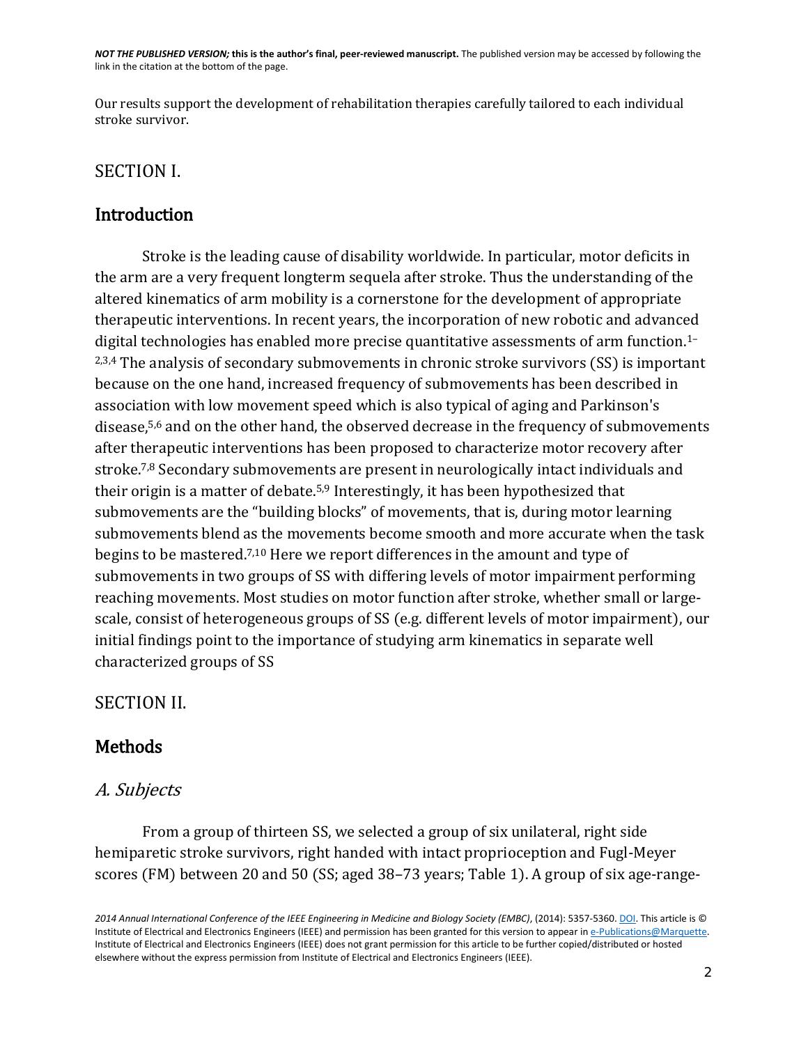Our results support the development of rehabilitation therapies carefully tailored to each individual stroke survivor.

## SECTION I.

## Introduction

Stroke is the leading cause of disability worldwide. In particular, motor deficits in the arm are a very frequent longterm sequela after stroke. Thus the understanding of the altered kinematics of arm mobility is a cornerstone for the development of appropriate therapeutic interventions. In recent years, the incorporation of new robotic and advanced digital technologies has enabled more precise quantitative assessments of arm function.[1–2,3,4] The analysis of secondary submovements in chronic stroke survivors (SS) is important because on the one hand, increased frequency of submovements has been described in association with low movement speed which is also typical of aging and Parkinson's disease,[5,6] and on the other hand, the observed decrease in the frequency of submovements after therapeutic interventions has been proposed to characterize motor recovery after stroke.[7,8] Secondary submovements are present in neurologically intact individuals and their origin is a matter of debate.[5,9] Interestingly, it has been hypothesized that submovements are the "building blocks" of movements, that is, during motor learning submovements blend as the movements become smooth and more accurate when the task begins to be mastered.[7,10] Here we report differences in the amount and type of submovements in two groups of SS with differing levels of motor impairment performing reaching movements. Most studies on motor function after stroke, whether small or large-scale, consist of heterogeneous groups of SS (e.g. different levels of motor impairment), our initial findings point to the importance of studying arm kinematics in separate well characterized groups of SS

## SECTION II.

## Methods

### *A. Subjects*

From a group of thirteen SS, we selected a group of six unilateral, right side hemiparetic stroke survivors, right handed with intact proprioception and Fugl-Meyer scores (FM) between 20 and 50 (SS; aged 38–73 years; Table 1). A group of six age-range-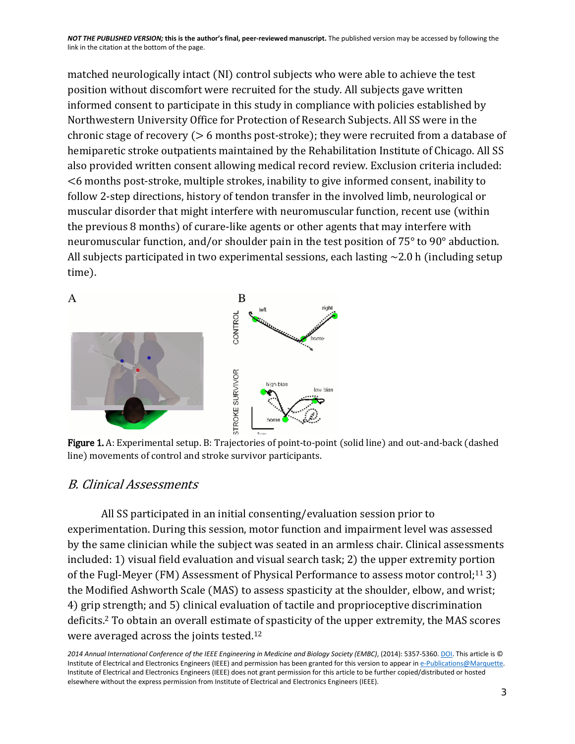matched neurologically intact (NI) control subjects who were able to achieve the test position without discomfort were recruited for the study. All subjects gave written informed consent to participate in this study in compliance with policies established by Northwestern University Office for Protection of Research Subjects. All SS were in the chronic stage of recovery (> 6 months post-stroke); they were recruited from a database of hemiparetic stroke outpatients maintained by the Rehabilitation Institute of Chicago. All SS also provided written consent allowing medical record review. Exclusion criteria included: <6 months post-stroke, multiple strokes, inability to give informed consent, inability to follow 2-step directions, history of tendon transfer in the involved limb, neurological or muscular disorder that might interfere with neuromuscular function, recent use (within the previous 8 months) of curare-like agents or other agents that may interfere with neuromuscular function, and/or shoulder pain in the test position of 75° to 90° abduction. All subjects participated in two experimental sessions, each lasting ~2.0 h (including setup time).

A

B

CONTROL

left

right

home

STROKE SURVIVOR

high bias

low bias

home

**Figure 1.** A: Experimental setup. B: Trajectories of point-to-point (solid line) and out-and-back (dashed line) movements of control and stroke survivor participants.

## *B. Clinical Assessments*

All SS participated in an initial consenting/evaluation session prior to experimentation. During this session, motor function and impairment level was assessed by the same clinician while the subject was seated in an armless chair. Clinical assessments included: 1) visual field evaluation and visual search task; 2) the upper extremity portion of the Fugl-Meyer (FM) Assessment of Physical Performance to assess motor control;[11] 3) the Modified Ashworth Scale (MAS) to assess spasticity at the shoulder, elbow, and wrist; 4) grip strength; and 5) clinical evaluation of tactile and proprioceptive discrimination deficits.[2] To obtain an overall estimate of spasticity of the upper extremity, the MAS scores were averaged across the joints tested.[12]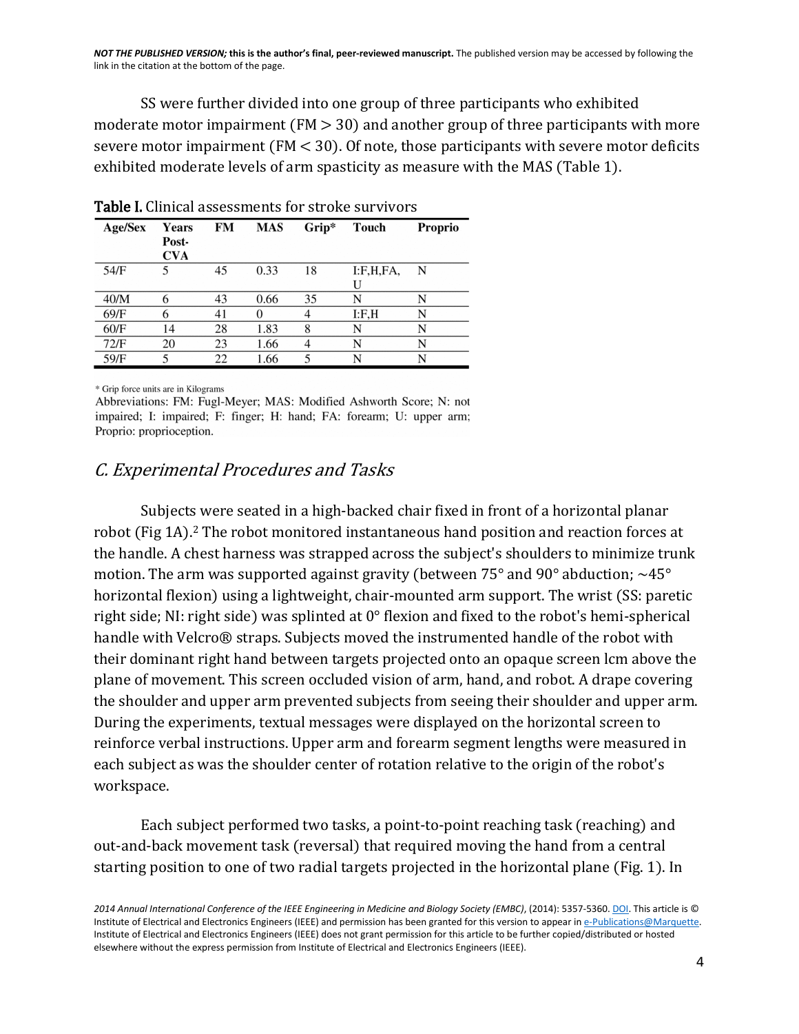SS were further divided into one group of three participants who exhibited moderate motor impairment (FM > 30) and another group of three participants with more severe motor impairment (FM < 30). Of note, those participants with severe motor deficits exhibited moderate levels of arm spasticity as measure with the MAS (Table 1).

**Table I.** Clinical assessments for stroke survivors

| Age/Sex | Years Post-CVA | FM | MAS | Grip* | Touch | Proprio |
|---|---|---|---|---|---|---|
| 54/F | 5 | 45 | 0.33 | 18 | I:F,H,FA, U | N |
| 40/M | 6 | 43 | 0.66 | 35 | N | N |
| 69/F | 6 | 41 | 0 | 4 | I:F,H | N |
| 60/F | 14 | 28 | 1.83 | 8 | N | N |
| 72/F | 20 | 23 | 1.66 | 4 | N | N |
| 59/F | 5 | 22 | 1.66 | 5 | N | N |

* Grip force units are in Kilograms

Abbreviations: FM: Fugl-Meyer; MAS: Modified Ashworth Score; N: not impaired; I: impaired; F: finger; H: hand; FA: forearm; U: upper arm; Proprio: proprioception.

## *C. Experimental Procedures and Tasks*

Subjects were seated in a high-backed chair fixed in front of a horizontal planar robot (Fig 1A).[2] The robot monitored instantaneous hand position and reaction forces at the handle. A chest harness was strapped across the subject's shoulders to minimize trunk motion. The arm was supported against gravity (between 75° and 90° abduction; ~45° horizontal flexion) using a lightweight, chair-mounted arm support. The wrist (SS: paretic right side; NI: right side) was splinted at 0° flexion and fixed to the robot's hemi-spherical handle with Velcro® straps. Subjects moved the instrumented handle of the robot with their dominant right hand between targets projected onto an opaque screen lcm above the plane of movement. This screen occluded vision of arm, hand, and robot. A drape covering the shoulder and upper arm prevented subjects from seeing their shoulder and upper arm. During the experiments, textual messages were displayed on the horizontal screen to reinforce verbal instructions. Upper arm and forearm segment lengths were measured in each subject as was the shoulder center of rotation relative to the origin of the robot's workspace.

Each subject performed two tasks, a point-to-point reaching task (reaching) and out-and-back movement task (reversal) that required moving the hand from a central starting position to one of two radial targets projected in the horizontal plane (Fig. 1). In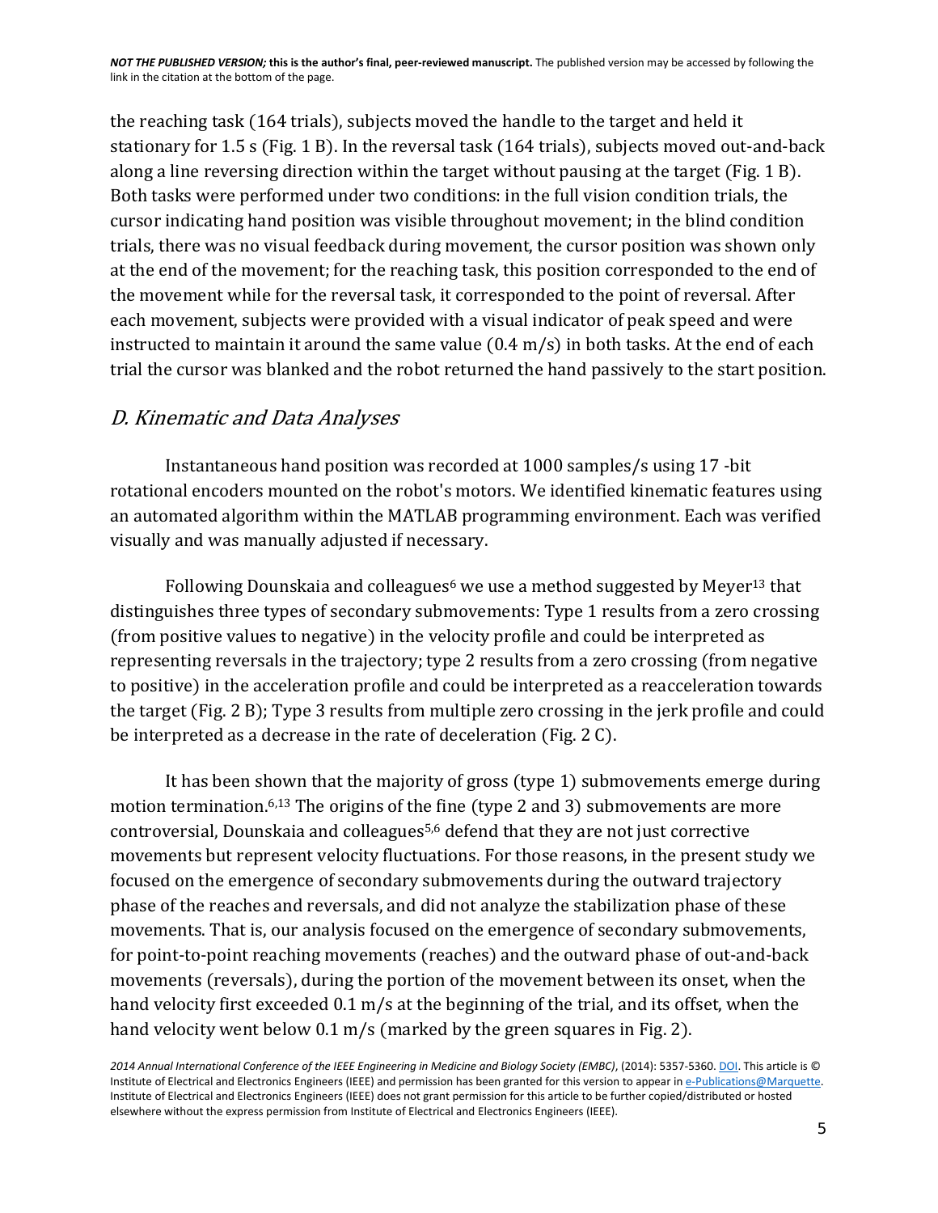the reaching task (164 trials), subjects moved the handle to the target and held it stationary for 1.5 s (Fig. 1 B). In the reversal task (164 trials), subjects moved out-and-back along a line reversing direction within the target without pausing at the target (Fig. 1 B). Both tasks were performed under two conditions: in the full vision condition trials, the cursor indicating hand position was visible throughout movement; in the blind condition trials, there was no visual feedback during movement, the cursor position was shown only at the end of the movement; for the reaching task, this position corresponded to the end of the movement while for the reversal task, it corresponded to the point of reversal. After each movement, subjects were provided with a visual indicator of peak speed and were instructed to maintain it around the same value (0.4 m/s) in both tasks. At the end of each trial the cursor was blanked and the robot returned the hand passively to the start position.

### *D. Kinematic and Data Analyses*

Instantaneous hand position was recorded at 1000 samples/s using 17 -bit rotational encoders mounted on the robot's motors. We identified kinematic features using an automated algorithm within the MATLAB programming environment. Each was verified visually and was manually adjusted if necessary.

Following Dounskaia and colleagues[6] we use a method suggested by Meyer[13] that distinguishes three types of secondary submovements: Type 1 results from a zero crossing (from positive values to negative) in the velocity profile and could be interpreted as representing reversals in the trajectory; type 2 results from a zero crossing (from negative to positive) in the acceleration profile and could be interpreted as a reacceleration towards the target (Fig. 2 B); Type 3 results from multiple zero crossing in the jerk profile and could be interpreted as a decrease in the rate of deceleration (Fig. 2 C).

It has been shown that the majority of gross (type 1) submovements emerge during motion termination.[6,13] The origins of the fine (type 2 and 3) submovements are more controversial, Dounskaia and colleagues[5,6] defend that they are not just corrective movements but represent velocity fluctuations. For those reasons, in the present study we focused on the emergence of secondary submovements during the outward trajectory phase of the reaches and reversals, and did not analyze the stabilization phase of these movements. That is, our analysis focused on the emergence of secondary submovements, for point-to-point reaching movements (reaches) and the outward phase of out-and-back movements (reversals), during the portion of the movement between its onset, when the hand velocity first exceeded 0.1 m/s at the beginning of the trial, and its offset, when the hand velocity went below 0.1 m/s (marked by the green squares in Fig. 2).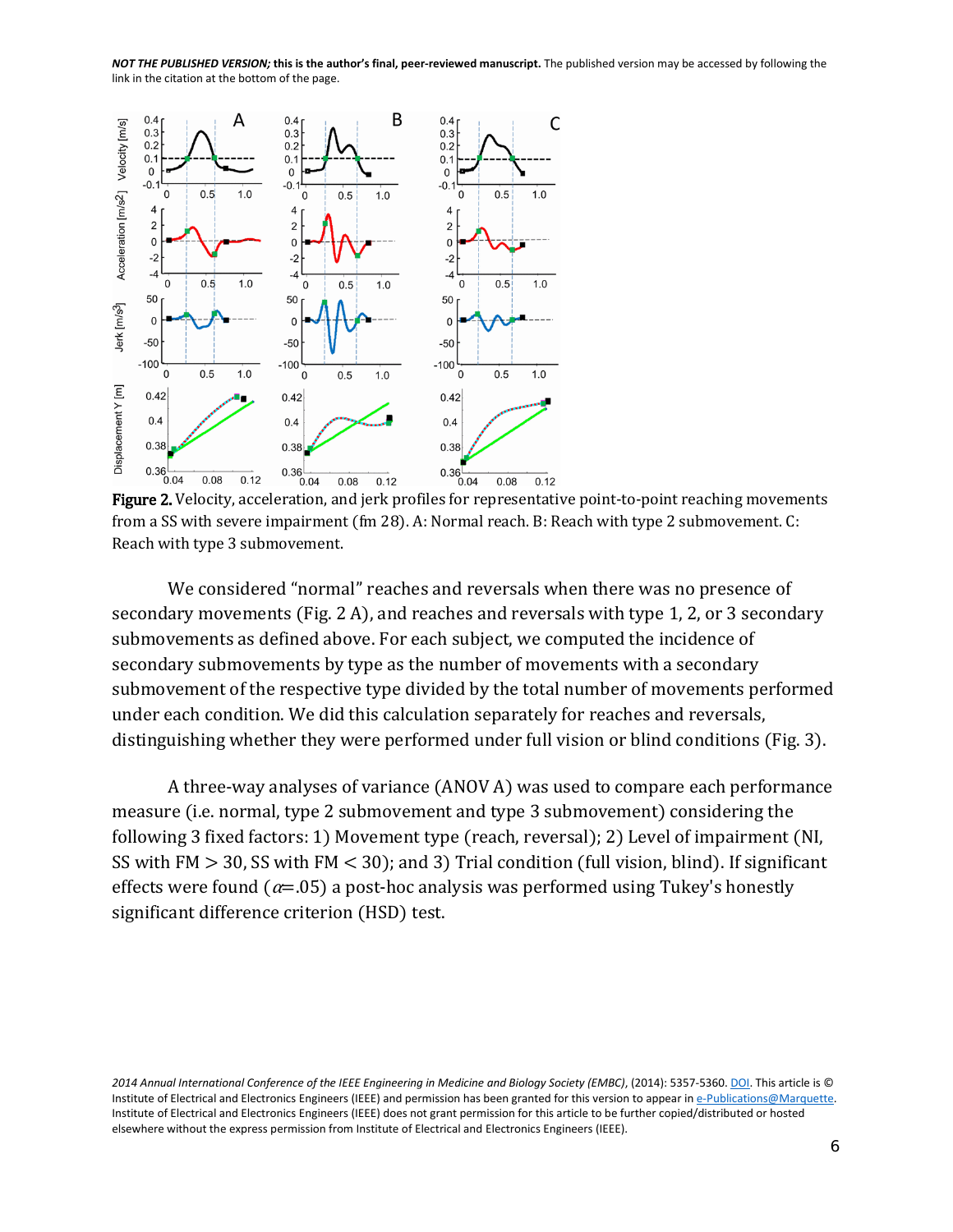A

B

C

Velocity [m/s]

0.4
0.3
0.2
0.1
0
-0.1

0 0.5 1.0

Acceleration [m/s2]

4
2
0
-2
-4

0 0.5 1.0

Jerk [m/s3]

50
0
-50
-100

0 0.5 1.0

Displacement Y [m]

0.42
0.4
0.38
0.36

0.04 0.08 0.12

**Figure 2.** Velocity, acceleration, and jerk profiles for representative point-to-point reaching movements from a SS with severe impairment (fm 28). A: Normal reach. B: Reach with type 2 submovement. C: Reach with type 3 submovement.

We considered "normal" reaches and reversals when there was no presence of secondary movements (Fig. 2 A), and reaches and reversals with type 1, 2, or 3 secondary submovements as defined above. For each subject, we computed the incidence of secondary submovements by type as the number of movements with a secondary submovement of the respective type divided by the total number of movements performed under each condition. We did this calculation separately for reaches and reversals, distinguishing whether they were performed under full vision or blind conditions (Fig. 3).

A three-way analyses of variance (ANOV A) was used to compare each performance measure (i.e. normal, type 2 submovement and type 3 submovement) considering the following 3 fixed factors: 1) Movement type (reach, reversal); 2) Level of impairment (NI, SS with FM > 30, SS with FM < 30); and 3) Trial condition (full vision, blind). If significant effects were found ($\alpha$=.05) a post-hoc analysis was performed using Tukey's honestly significant difference criterion (HSD) test.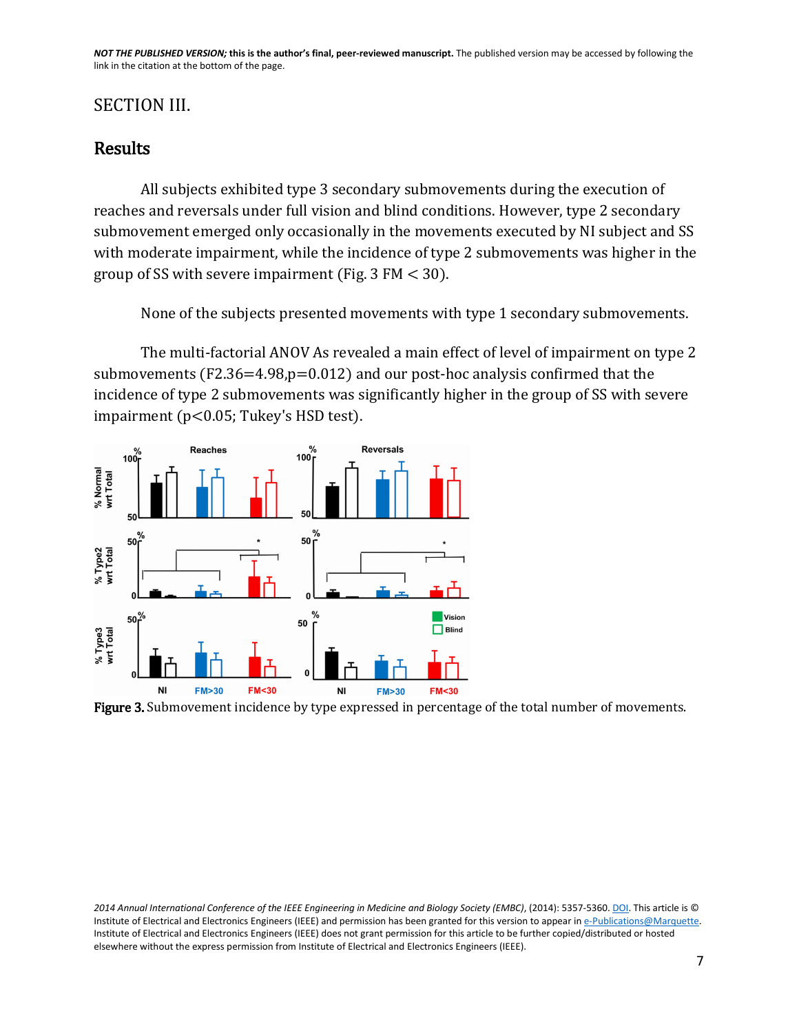## SECTION III.

## Results

All subjects exhibited type 3 secondary submovements during the execution of reaches and reversals under full vision and blind conditions. However, type 2 secondary submovement emerged only occasionally in the movements executed by NI subject and SS with moderate impairment, while the incidence of type 2 submovements was higher in the group of SS with severe impairment (Fig. 3 FM < 30).

None of the subjects presented movements with type 1 secondary submovements.

The multi-factorial ANOV As revealed a main effect of level of impairment on type 2 submovements ($F_{2.36}=4.98, p=0.012$) and our post-hoc analysis confirmed that the incidence of type 2 submovements was significantly higher in the group of SS with severe impairment ($p<0.05$; Tukey's HSD test).

Reaches

Reversals

% Normal wrt Total

% Type2 wrt Total

% Type3 wrt Total

%

100

50

0

*

Vision

Blind

NI FM>30 FM<30

**Figure 3.** Submovement incidence by type expressed in percentage of the total number of movements.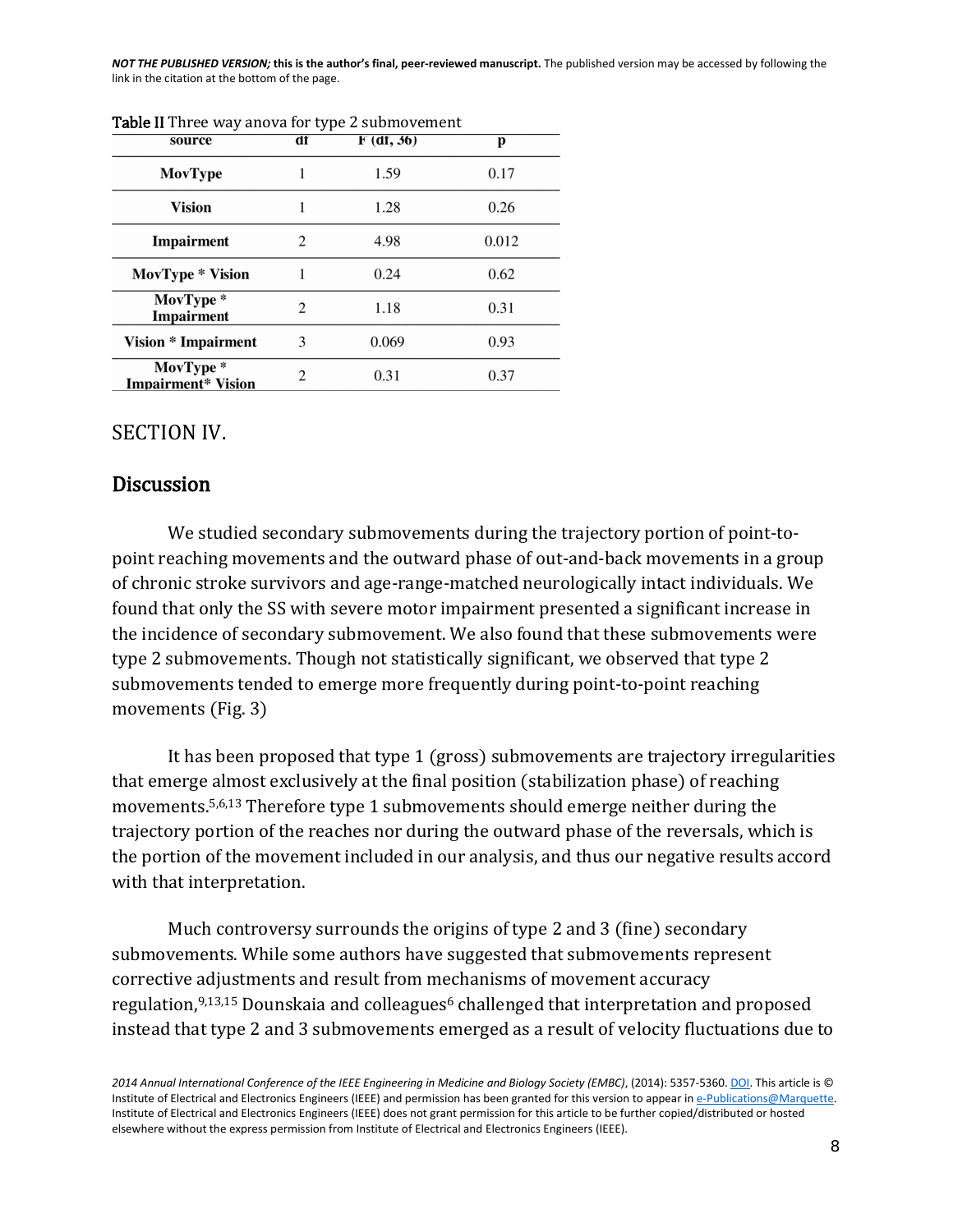Table II Three way anova for type 2 submovement

| source | df | F (df, 36) | p |
|---|---|---|---|
| MovType | 1 | 1.59 | 0.17 |
| Vision | 1 | 1.28 | 0.26 |
| Impairment | 2 | 4.98 | 0.012 |
| MovType * Vision | 1 | 0.24 | 0.62 |
| MovType * Impairment | 2 | 1.18 | 0.31 |
| Vision * Impairment | 3 | 0.069 | 0.93 |
| MovType * Impairment* Vision | 2 | 0.31 | 0.37 |

## SECTION IV.

## Discussion

We studied secondary submovements during the trajectory portion of point-to-point reaching movements and the outward phase of out-and-back movements in a group of chronic stroke survivors and age-range-matched neurologically intact individuals. We found that only the SS with severe motor impairment presented a significant increase in the incidence of secondary submovement. We also found that these submovements were type 2 submovements. Though not statistically significant, we observed that type 2 submovements tended to emerge more frequently during point-to-point reaching movements (Fig. 3)

It has been proposed that type 1 (gross) submovements are trajectory irregularities that emerge almost exclusively at the final position (stabilization phase) of reaching movements.[5,6,13] Therefore type 1 submovements should emerge neither during the trajectory portion of the reaches nor during the outward phase of the reversals, which is the portion of the movement included in our analysis, and thus our negative results accord with that interpretation.

Much controversy surrounds the origins of type 2 and 3 (fine) secondary submovements. While some authors have suggested that submovements represent corrective adjustments and result from mechanisms of movement accuracy regulation,[9,13,15] Dounskaia and colleagues[6] challenged that interpretation and proposed instead that type 2 and 3 submovements emerged as a result of velocity fluctuations due to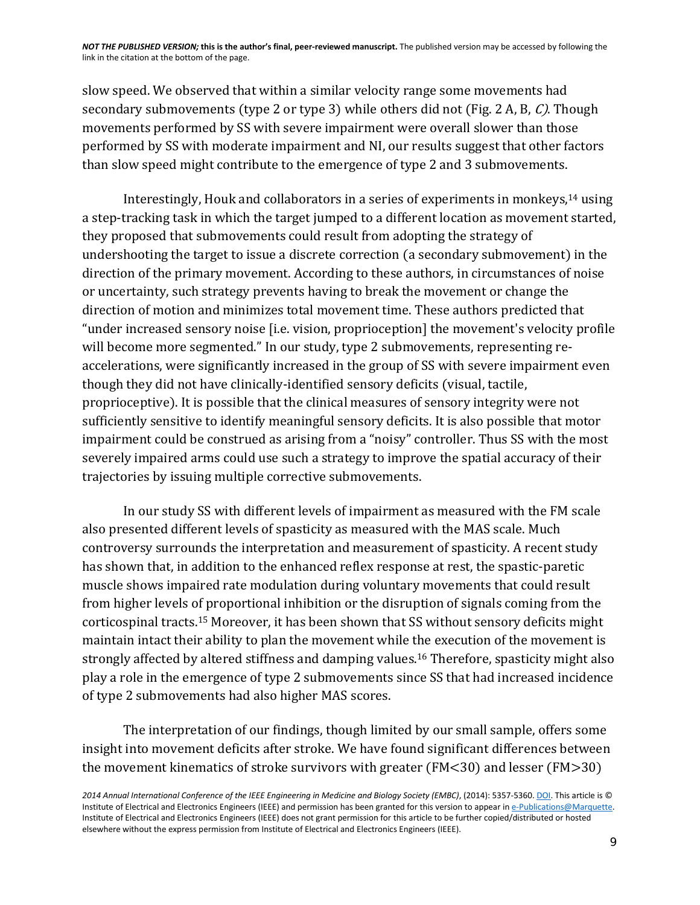slow speed. We observed that within a similar velocity range some movements had secondary submovements (type 2 or type 3) while others did not (Fig. 2 A, B, *C)*. Though movements performed by SS with severe impairment were overall slower than those performed by SS with moderate impairment and NI, our results suggest that other factors than slow speed might contribute to the emergence of type 2 and 3 submovements.

Interestingly, Houk and collaborators in a series of experiments in monkeys,[14] using a step-tracking task in which the target jumped to a different location as movement started, they proposed that submovements could result from adopting the strategy of undershooting the target to issue a discrete correction (a secondary submovement) in the direction of the primary movement. According to these authors, in circumstances of noise or uncertainty, such strategy prevents having to break the movement or change the direction of motion and minimizes total movement time. These authors predicted that "under increased sensory noise [i.e. vision, proprioception] the movement's velocity profile will become more segmented." In our study, type 2 submovements, representing re-accelerations, were significantly increased in the group of SS with severe impairment even though they did not have clinically-identified sensory deficits (visual, tactile, proprioceptive). It is possible that the clinical measures of sensory integrity were not sufficiently sensitive to identify meaningful sensory deficits. It is also possible that motor impairment could be construed as arising from a "noisy" controller. Thus SS with the most severely impaired arms could use such a strategy to improve the spatial accuracy of their trajectories by issuing multiple corrective submovements.

In our study SS with different levels of impairment as measured with the FM scale also presented different levels of spasticity as measured with the MAS scale. Much controversy surrounds the interpretation and measurement of spasticity. A recent study has shown that, in addition to the enhanced reflex response at rest, the spastic-paretic muscle shows impaired rate modulation during voluntary movements that could result from higher levels of proportional inhibition or the disruption of signals coming from the corticospinal tracts.[15] Moreover, it has been shown that SS without sensory deficits might maintain intact their ability to plan the movement while the execution of the movement is strongly affected by altered stiffness and damping values.[16] Therefore, spasticity might also play a role in the emergence of type 2 submovements since SS that had increased incidence of type 2 submovements had also higher MAS scores.

The interpretation of our findings, though limited by our small sample, offers some insight into movement deficits after stroke. We have found significant differences between the movement kinematics of stroke survivors with greater (FM<30) and lesser (FM>30)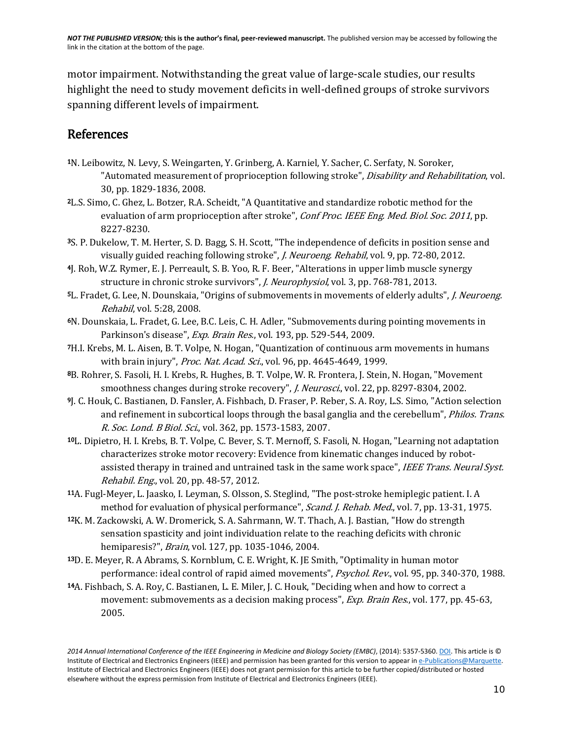motor impairment. Notwithstanding the great value of large-scale studies, our results highlight the need to study movement deficits in well-defined groups of stroke survivors spanning different levels of impairment.

## References

1. N. Leibowitz, N. Levy, S. Weingarten, Y. Grinberg, A. Karniel, Y. Sacher, C. Serfaty, N. Soroker, "Automated measurement of proprioception following stroke", *Disability and Rehabilitation*, vol. 30, pp. 1829-1836, 2008.
2. L.S. Simo, C. Ghez, L. Botzer, R.A. Scheidt, "A Quantitative and standardize robotic method for the evaluation of arm proprioception after stroke", *Conf Proc. IEEE Eng. Med. Biol. Soc. 2011*, pp. 8227-8230.
3. S. P. Dukelow, T. M. Herter, S. D. Bagg, S. H. Scott, "The independence of deficits in position sense and visually guided reaching following stroke", *J. Neuroeng. Rehabil*, vol. 9, pp. 72-80, 2012.
4. J. Roh, W.Z. Rymer, E. J. Perreault, S. B. Yoo, R. F. Beer, "Alterations in upper limb muscle synergy structure in chronic stroke survivors", *J. Neurophysiol*, vol. 3, pp. 768-781, 2013.
5. L. Fradet, G. Lee, N. Dounskaia, "Origins of submovements in movements of elderly adults", *J. Neuroeng. Rehabil*, vol. 5:28, 2008.
6. N. Dounskaia, L. Fradet, G. Lee, B.C. Leis, C. H. Adler, "Submovements during pointing movements in Parkinson's disease", *Exp. Brain Res.*, vol. 193, pp. 529-544, 2009.
7. H.I. Krebs, M. L. Aisen, B. T. Volpe, N. Hogan, "Quantization of continuous arm movements in humans with brain injury", *Proc. Nat. Acad. Sci.*, vol. 96, pp. 4645-4649, 1999.
8. B. Rohrer, S. Fasoli, H. I. Krebs, R. Hughes, B. T. Volpe, W. R. Frontera, J. Stein, N. Hogan, "Movement smoothness changes during stroke recovery", *J. Neurosci.*, vol. 22, pp. 8297-8304, 2002.
9. J. C. Houk, C. Bastianen, D. Fansler, A. Fishbach, D. Fraser, P. Reber, S. A. Roy, L.S. Simo, "Action selection and refinement in subcortical loops through the basal ganglia and the cerebellum", *Philos. Trans. R. Soc. Lond. B Biol. Sci.*, vol. 362, pp. 1573-1583, 2007.
10. L. Dipietro, H. I. Krebs, B. T. Volpe, C. Bever, S. T. Mernoff, S. Fasoli, N. Hogan, "Learning not adaptation characterizes stroke motor recovery: Evidence from kinematic changes induced by robot-assisted therapy in trained and untrained task in the same work space", *IEEE Trans. Neural Syst. Rehabil. Eng.*, vol. 20, pp. 48-57, 2012.
11. A. Fugl-Meyer, L. Jaasko, I. Leyman, S. Olsson, S. Steglind, "The post-stroke hemiplegic patient. I. A method for evaluation of physical performance", *Scand. J. Rehab. Med.*, vol. 7, pp. 13-31, 1975.
12. K. M. Zackowski, A. W. Dromerick, S. A. Sahrmann, W. T. Thach, A. J. Bastian, "How do strength sensation spasticity and joint individuation relate to the reaching deficits with chronic hemiparesis?", *Brain*, vol. 127, pp. 1035-1046, 2004.
13. D. E. Meyer, R. A Abrams, S. Kornblum, C. E. Wright, K. JE Smith, "Optimality in human motor performance: ideal control of rapid aimed movements", *Psychol. Rev.*, vol. 95, pp. 340-370, 1988.
14. A. Fishbach, S. A. Roy, C. Bastianen, L. E. Miler, J. C. Houk, "Deciding when and how to correct a movement: submovements as a decision making process", *Exp. Brain Res.*, vol. 177, pp. 45-63, 2005.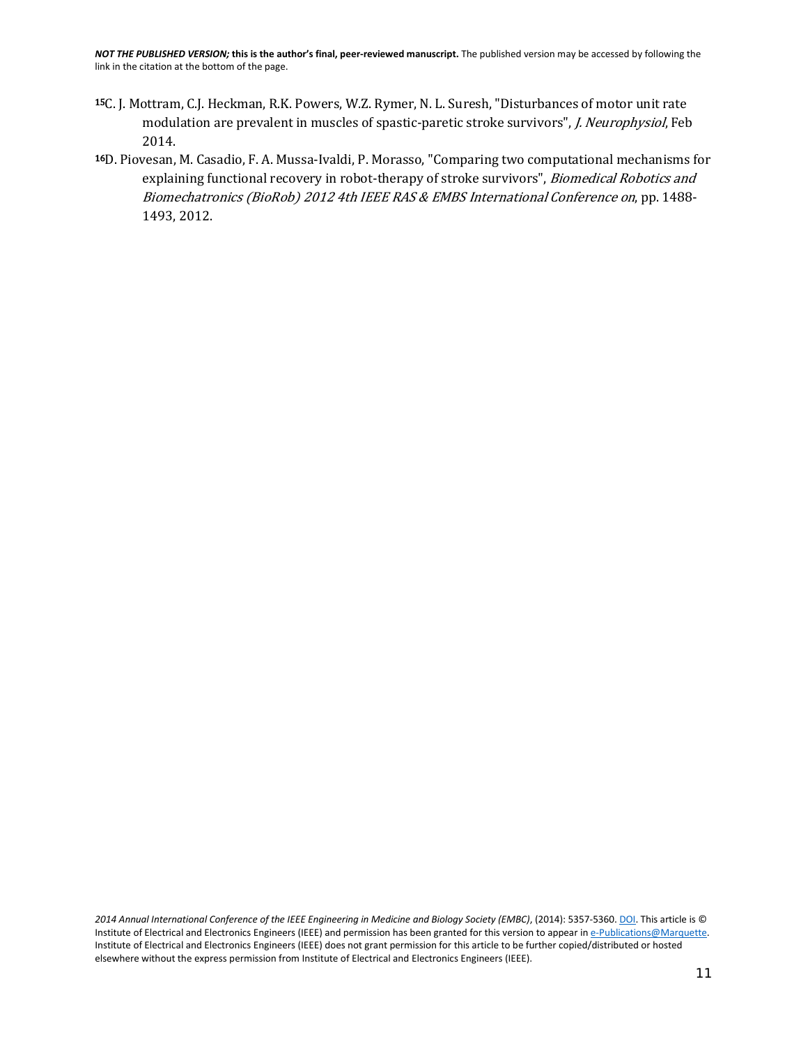15. C. J. Mottram, C.J. Heckman, R.K. Powers, W.Z. Rymer, N. L. Suresh, "Disturbances of motor unit rate modulation are prevalent in muscles of spastic-paretic stroke survivors", *J. Neurophysiol*, Feb 2014.
16. D. Piovesan, M. Casadio, F. A. Mussa-Ivaldi, P. Morasso, "Comparing two computational mechanisms for explaining functional recovery in robot-therapy of stroke survivors", *Biomedical Robotics and Biomechatronics (BioRob) 2012 4th IEEE RAS & EMBS International Conference on*, pp. 1488-1493, 2012.